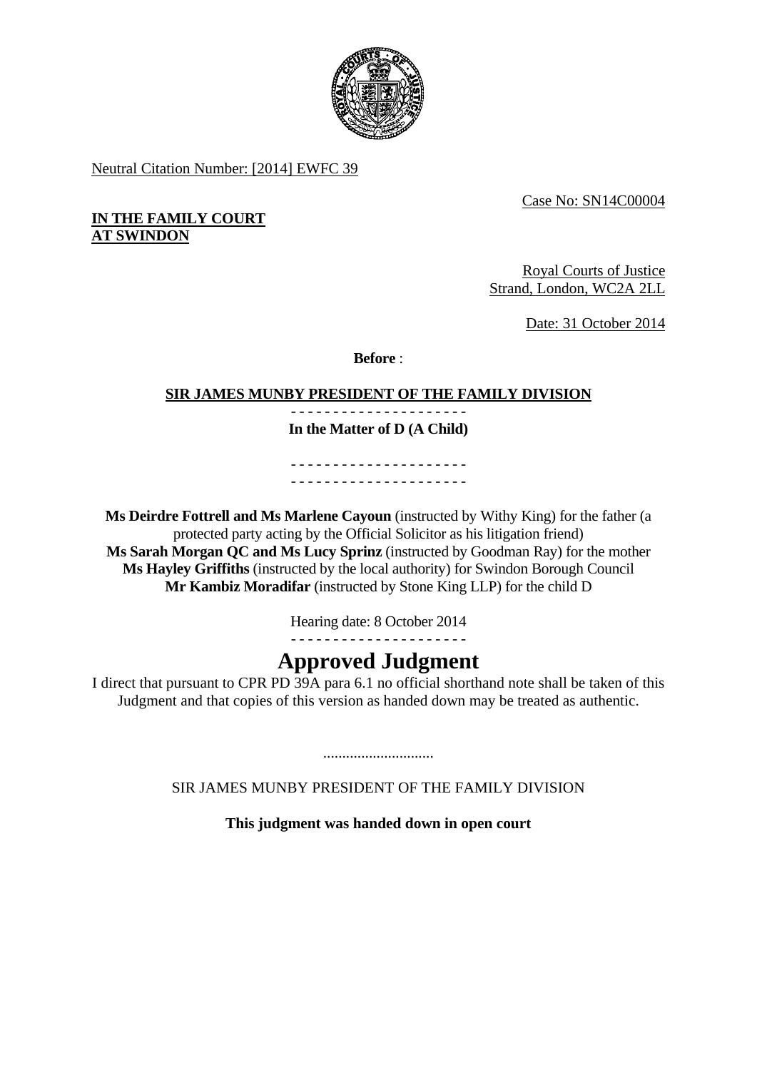Neutral Citation Number: [2014] EWFC 39

Case No: SN14C00004

**IN THE FAMILY COURT AT SWINDON**

Royal Courts of Justice
Strand, London, WC2A 2LL

Date: 31 October 2014

**Before** :

**SIR JAMES MUNBY PRESIDENT OF THE FAMILY DIVISION**

- - - - - - - - - - - - - - - - - - - - -

**In the Matter of D (A Child)**

- - - - - - - - - - - - - - - - - - - - -
- - - - - - - - - - - - - - - - - - - - -

**Ms Deirdre Fottrell and Ms Marlene Cayoun** (instructed by Withy King) for the father (a protected party acting by the Official Solicitor as his litigation friend)
**Ms Sarah Morgan QC and Ms Lucy Sprinz** (instructed by Goodman Ray) for the mother
**Ms Hayley Griffiths** (instructed by the local authority) for Swindon Borough Council
**Mr Kambiz Moradifar** (instructed by Stone King LLP) for the child D

Hearing date: 8 October 2014

- - - - - - - - - - - - - - - - - - - - -

# Approved Judgment

I direct that pursuant to CPR PD 39A para 6.1 no official shorthand note shall be taken of this Judgment and that copies of this version as handed down may be treated as authentic.

.............................

SIR JAMES MUNBY PRESIDENT OF THE FAMILY DIVISION

**This judgment was handed down in open court**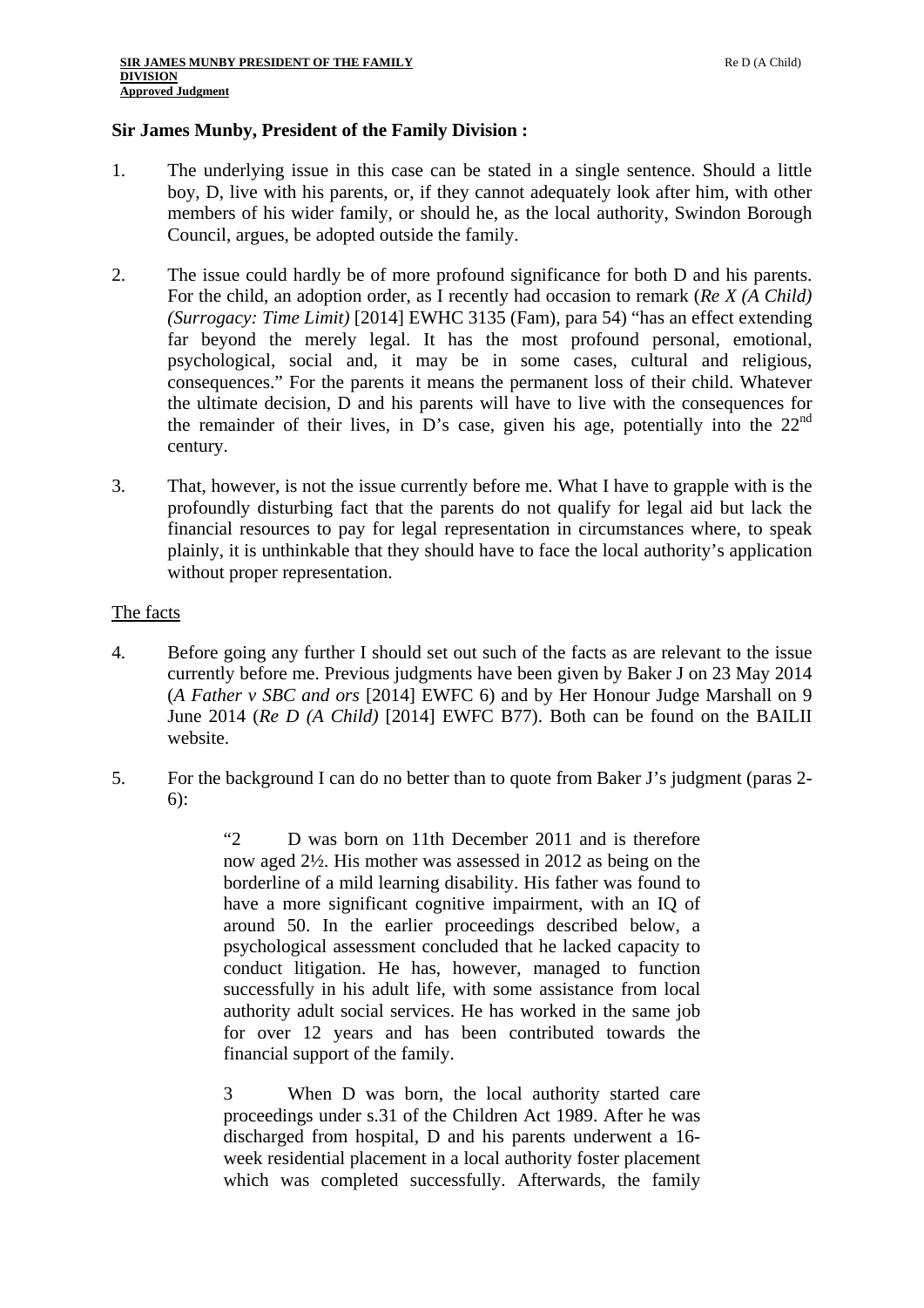**Sir James Munby, President of the Family Division :**

1. The underlying issue in this case can be stated in a single sentence. Should a little boy, D, live with his parents, or, if they cannot adequately look after him, with other members of his wider family, or should he, as the local authority, Swindon Borough Council, argues, be adopted outside the family.

2. The issue could hardly be of more profound significance for both D and his parents. For the child, an adoption order, as I recently had occasion to remark (*Re X (A Child) (Surrogacy: Time Limit)* [2014] EWHC 3135 (Fam), para 54) "has an effect extending far beyond the merely legal. It has the most profound personal, emotional, psychological, social and, it may be in some cases, cultural and religious, consequences." For the parents it means the permanent loss of their child. Whatever the ultimate decision, D and his parents will have to live with the consequences for the remainder of their lives, in D's case, given his age, potentially into the 22nd century.

3. That, however, is not the issue currently before me. What I have to grapple with is the profoundly disturbing fact that the parents do not qualify for legal aid but lack the financial resources to pay for legal representation in circumstances where, to speak plainly, it is unthinkable that they should have to face the local authority's application without proper representation.

<u>The facts</u>

4. Before going any further I should set out such of the facts as are relevant to the issue currently before me. Previous judgments have been given by Baker J on 23 May 2014 (*A Father v SBC and ors* [2014] EWFC 6) and by Her Honour Judge Marshall on 9 June 2014 (*Re D (A Child)* [2014] EWFC B77). Both can be found on the BAILII website.

5. For the background I can do no better than to quote from Baker J's judgment (paras 2-6):

> "2 D was born on 11th December 2011 and is therefore now aged 2½. His mother was assessed in 2012 as being on the borderline of a mild learning disability. His father was found to have a more significant cognitive impairment, with an IQ of around 50. In the earlier proceedings described below, a psychological assessment concluded that he lacked capacity to conduct litigation. He has, however, managed to function successfully in his adult life, with some assistance from local authority adult social services. He has worked in the same job for over 12 years and has been contributed towards the financial support of the family.
>
> 3 When D was born, the local authority started care proceedings under s.31 of the Children Act 1989. After he was discharged from hospital, D and his parents underwent a 16-week residential placement in a local authority foster placement which was completed successfully. Afterwards, the family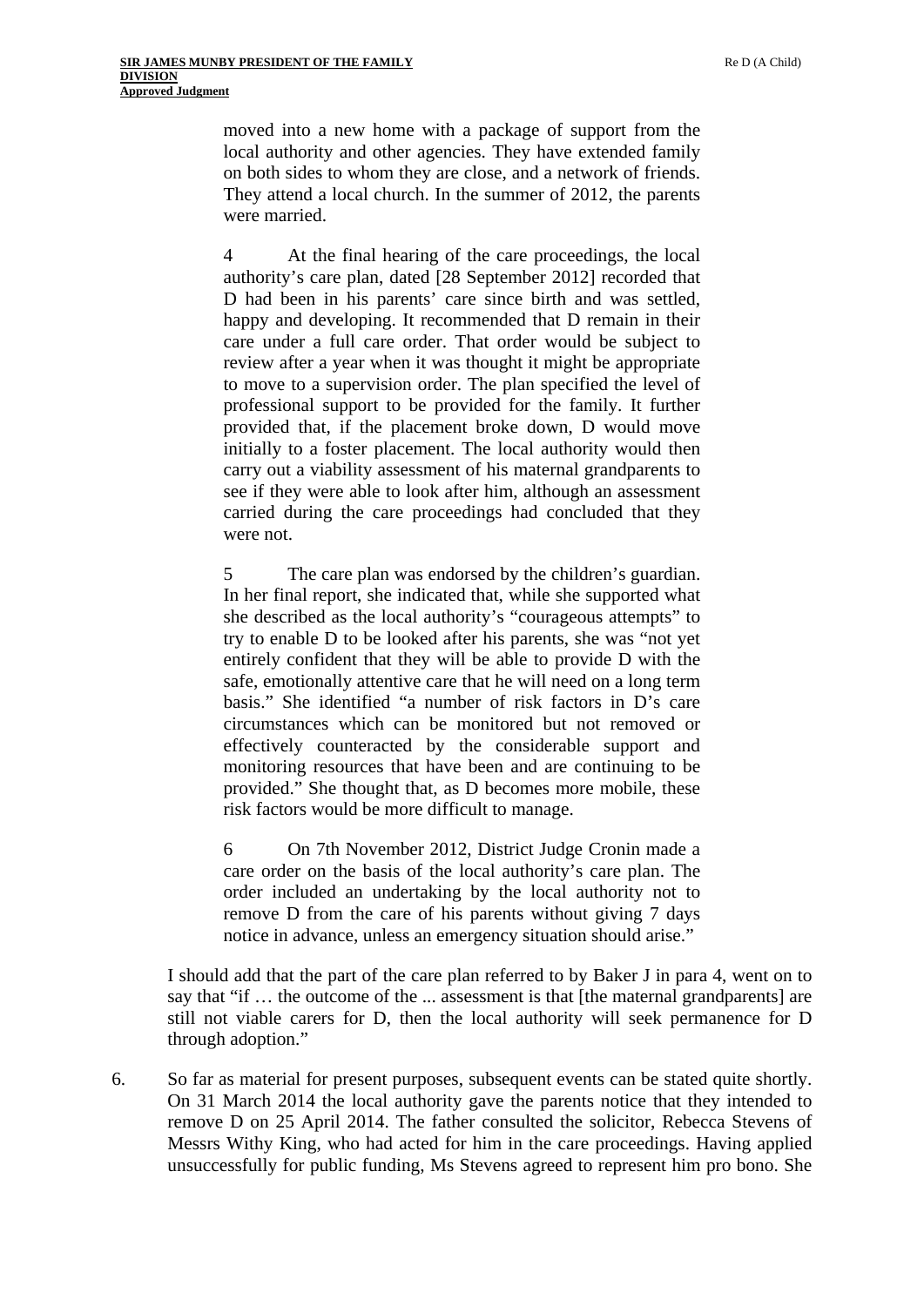moved into a new home with a package of support from the local authority and other agencies. They have extended family on both sides to whom they are close, and a network of friends. They attend a local church. In the summer of 2012, the parents were married.

> 4 At the final hearing of the care proceedings, the local authority's care plan, dated [28 September 2012] recorded that D had been in his parents' care since birth and was settled, happy and developing. It recommended that D remain in their care under a full care order. That order would be subject to review after a year when it was thought it might be appropriate to move to a supervision order. The plan specified the level of professional support to be provided for the family. It further provided that, if the placement broke down, D would move initially to a foster placement. The local authority would then carry out a viability assessment of his maternal grandparents to see if they were able to look after him, although an assessment carried during the care proceedings had concluded that they were not.
>
> 5 The care plan was endorsed by the children's guardian. In her final report, she indicated that, while she supported what she described as the local authority's "courageous attempts" to try to enable D to be looked after his parents, she was "not yet entirely confident that they will be able to provide D with the safe, emotionally attentive care that he will need on a long term basis." She identified "a number of risk factors in D's care circumstances which can be monitored but not removed or effectively counteracted by the considerable support and monitoring resources that have been and are continuing to be provided." She thought that, as D becomes more mobile, these risk factors would be more difficult to manage.
>
> 6 On 7th November 2012, District Judge Cronin made a care order on the basis of the local authority's care plan. The order included an undertaking by the local authority not to remove D from the care of his parents without giving 7 days notice in advance, unless an emergency situation should arise."

I should add that the part of the care plan referred to by Baker J in para 4, went on to say that "if … the outcome of the ... assessment is that [the maternal grandparents] are still not viable carers for D, then the local authority will seek permanence for D through adoption."

6. So far as material for present purposes, subsequent events can be stated quite shortly. On 31 March 2014 the local authority gave the parents notice that they intended to remove D on 25 April 2014. The father consulted the solicitor, Rebecca Stevens of Messrs Withy King, who had acted for him in the care proceedings. Having applied unsuccessfully for public funding, Ms Stevens agreed to represent him pro bono. She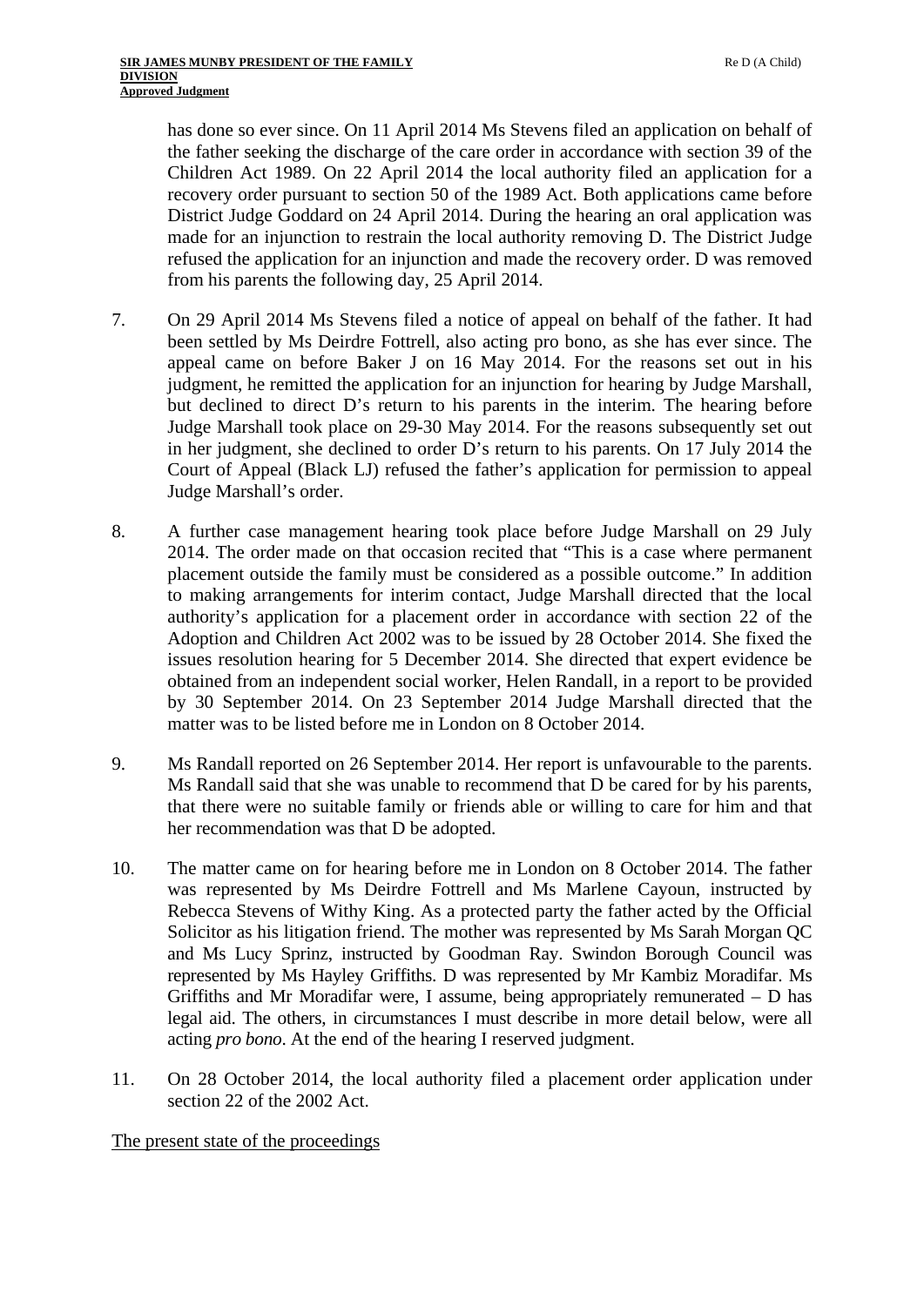has done so ever since. On 11 April 2014 Ms Stevens filed an application on behalf of the father seeking the discharge of the care order in accordance with section 39 of the Children Act 1989. On 22 April 2014 the local authority filed an application for a recovery order pursuant to section 50 of the 1989 Act. Both applications came before District Judge Goddard on 24 April 2014. During the hearing an oral application was made for an injunction to restrain the local authority removing D. The District Judge refused the application for an injunction and made the recovery order. D was removed from his parents the following day, 25 April 2014.

7. On 29 April 2014 Ms Stevens filed a notice of appeal on behalf of the father. It had been settled by Ms Deirdre Fottrell, also acting pro bono, as she has ever since. The appeal came on before Baker J on 16 May 2014. For the reasons set out in his judgment, he remitted the application for an injunction for hearing by Judge Marshall, but declined to direct D's return to his parents in the interim. The hearing before Judge Marshall took place on 29-30 May 2014. For the reasons subsequently set out in her judgment, she declined to order D's return to his parents. On 17 July 2014 the Court of Appeal (Black LJ) refused the father's application for permission to appeal Judge Marshall's order.

8. A further case management hearing took place before Judge Marshall on 29 July 2014. The order made on that occasion recited that "This is a case where permanent placement outside the family must be considered as a possible outcome." In addition to making arrangements for interim contact, Judge Marshall directed that the local authority's application for a placement order in accordance with section 22 of the Adoption and Children Act 2002 was to be issued by 28 October 2014. She fixed the issues resolution hearing for 5 December 2014. She directed that expert evidence be obtained from an independent social worker, Helen Randall, in a report to be provided by 30 September 2014. On 23 September 2014 Judge Marshall directed that the matter was to be listed before me in London on 8 October 2014.

9. Ms Randall reported on 26 September 2014. Her report is unfavourable to the parents. Ms Randall said that she was unable to recommend that D be cared for by his parents, that there were no suitable family or friends able or willing to care for him and that her recommendation was that D be adopted.

10. The matter came on for hearing before me in London on 8 October 2014. The father was represented by Ms Deirdre Fottrell and Ms Marlene Cayoun, instructed by Rebecca Stevens of Withy King. As a protected party the father acted by the Official Solicitor as his litigation friend. The mother was represented by Ms Sarah Morgan QC and Ms Lucy Sprinz, instructed by Goodman Ray. Swindon Borough Council was represented by Ms Hayley Griffiths. D was represented by Mr Kambiz Moradifar. Ms Griffiths and Mr Moradifar were, I assume, being appropriately remunerated – D has legal aid. The others, in circumstances I must describe in more detail below, were all acting *pro bono*. At the end of the hearing I reserved judgment.

11. On 28 October 2014, the local authority filed a placement order application under section 22 of the 2002 Act.

## The present state of the proceedings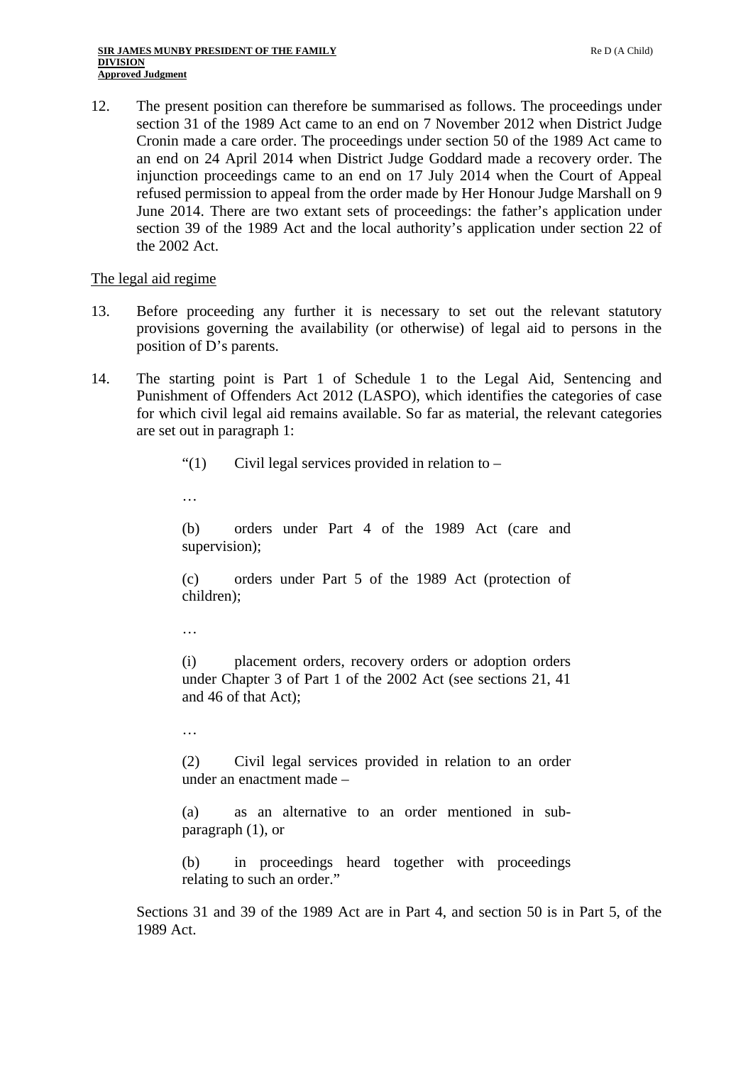12. The present position can therefore be summarised as follows. The proceedings under section 31 of the 1989 Act came to an end on 7 November 2012 when District Judge Cronin made a care order. The proceedings under section 50 of the 1989 Act came to an end on 24 April 2014 when District Judge Goddard made a recovery order. The injunction proceedings came to an end on 17 July 2014 when the Court of Appeal refused permission to appeal from the order made by Her Honour Judge Marshall on 9 June 2014. There are two extant sets of proceedings: the father's application under section 39 of the 1989 Act and the local authority's application under section 22 of the 2002 Act.

The legal aid regime

13. Before proceeding any further it is necessary to set out the relevant statutory provisions governing the availability (or otherwise) of legal aid to persons in the position of D's parents.

14. The starting point is Part 1 of Schedule 1 to the Legal Aid, Sentencing and Punishment of Offenders Act 2012 (LASPO), which identifies the categories of case for which civil legal aid remains available. So far as material, the relevant categories are set out in paragraph 1:

> "(1) Civil legal services provided in relation to –
>
> …
>
> (b) orders under Part 4 of the 1989 Act (care and supervision);
>
> (c) orders under Part 5 of the 1989 Act (protection of children);
>
> …
>
> (i) placement orders, recovery orders or adoption orders under Chapter 3 of Part 1 of the 2002 Act (see sections 21, 41 and 46 of that Act);
>
> …
>
> (2) Civil legal services provided in relation to an order under an enactment made –
>
> (a) as an alternative to an order mentioned in sub-paragraph (1), or
>
> (b) in proceedings heard together with proceedings relating to such an order."

Sections 31 and 39 of the 1989 Act are in Part 4, and section 50 is in Part 5, of the 1989 Act.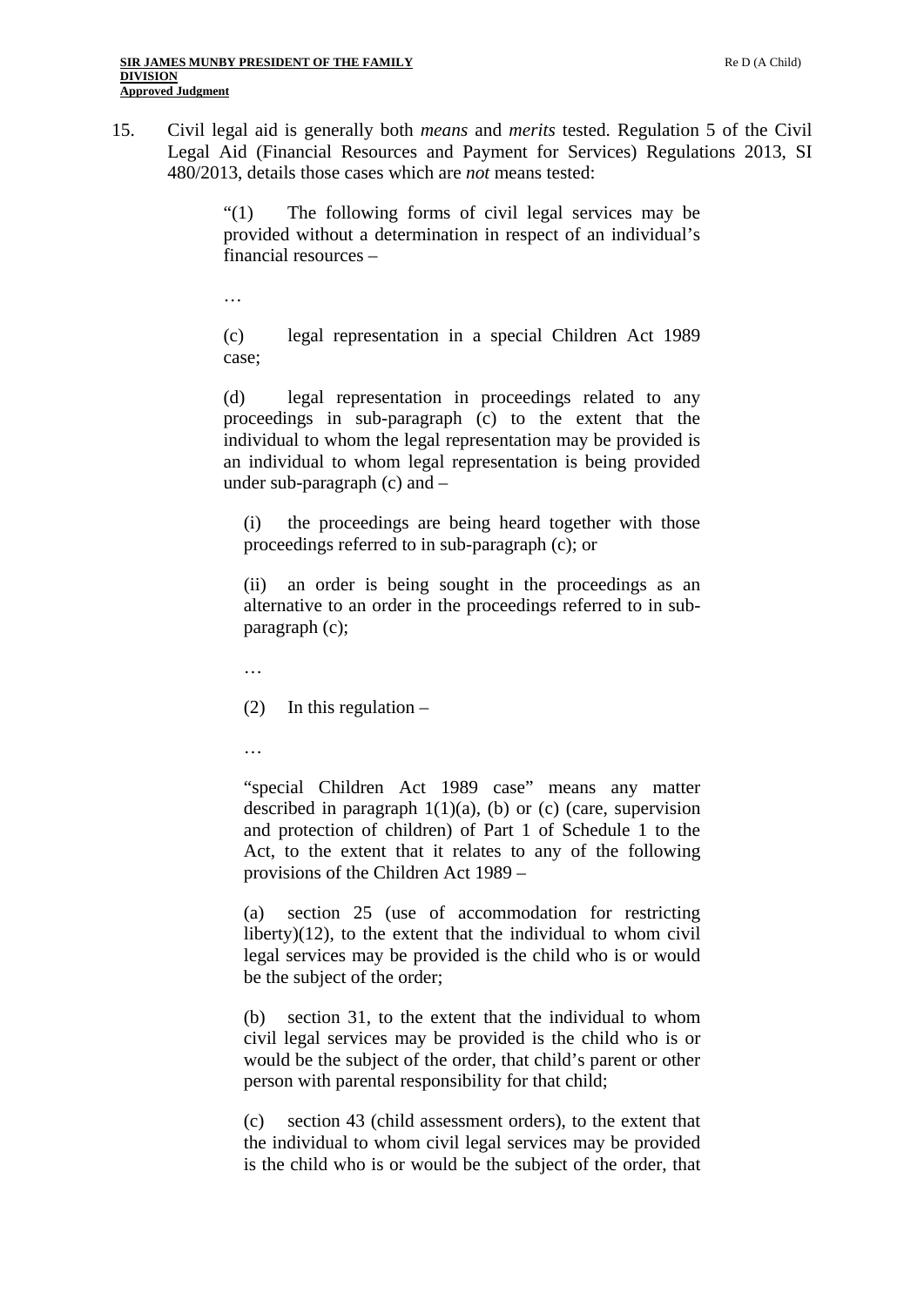15. Civil legal aid is generally both *means* and *merits* tested. Regulation 5 of the Civil Legal Aid (Financial Resources and Payment for Services) Regulations 2013, SI 480/2013, details those cases which are *not* means tested:

> "(1) The following forms of civil legal services may be provided without a determination in respect of an individual's financial resources –
>
> …
>
> (c) legal representation in a special Children Act 1989 case;
>
> (d) legal representation in proceedings related to any proceedings in sub-paragraph (c) to the extent that the individual to whom the legal representation may be provided is an individual to whom legal representation is being provided under sub-paragraph (c) and –
>
> > (i) the proceedings are being heard together with those proceedings referred to in sub-paragraph (c); or
> >
> > (ii) an order is being sought in the proceedings as an alternative to an order in the proceedings referred to in sub-paragraph (c);
> >
> > …
> >
> > (2) In this regulation –
> >
> > …
> >
> > "special Children Act 1989 case" means any matter described in paragraph 1(1)(a), (b) or (c) (care, supervision and protection of children) of Part 1 of Schedule 1 to the Act, to the extent that it relates to any of the following provisions of the Children Act 1989 –
> >
> > (a) section 25 (use of accommodation for restricting liberty)(12), to the extent that the individual to whom civil legal services may be provided is the child who is or would be the subject of the order;
> >
> > (b) section 31, to the extent that the individual to whom civil legal services may be provided is the child who is or would be the subject of the order, that child's parent or other person with parental responsibility for that child;
> >
> > (c) section 43 (child assessment orders), to the extent that the individual to whom civil legal services may be provided is the child who is or would be the subject of the order, that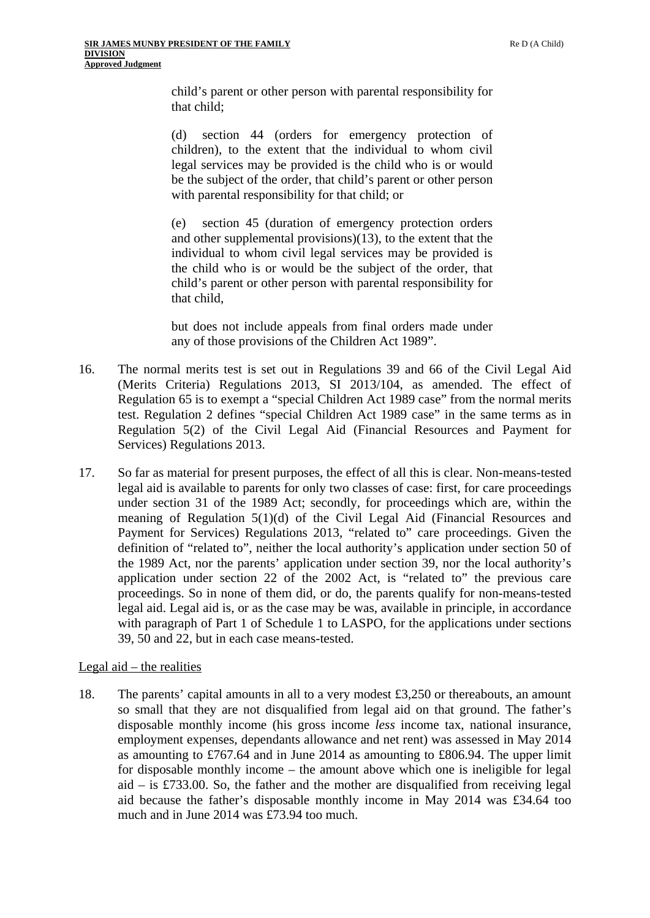child's parent or other person with parental responsibility for that child;

(d) section 44 (orders for emergency protection of children), to the extent that the individual to whom civil legal services may be provided is the child who is or would be the subject of the order, that child's parent or other person with parental responsibility for that child; or

(e) section 45 (duration of emergency protection orders and other supplemental provisions)(13), to the extent that the individual to whom civil legal services may be provided is the child who is or would be the subject of the order, that child's parent or other person with parental responsibility for that child,

but does not include appeals from final orders made under any of those provisions of the Children Act 1989".

16. The normal merits test is set out in Regulations 39 and 66 of the Civil Legal Aid (Merits Criteria) Regulations 2013, SI 2013/104, as amended. The effect of Regulation 65 is to exempt a "special Children Act 1989 case" from the normal merits test. Regulation 2 defines "special Children Act 1989 case" in the same terms as in Regulation 5(2) of the Civil Legal Aid (Financial Resources and Payment for Services) Regulations 2013.

17. So far as material for present purposes, the effect of all this is clear. Non-means-tested legal aid is available to parents for only two classes of case: first, for care proceedings under section 31 of the 1989 Act; secondly, for proceedings which are, within the meaning of Regulation 5(1)(d) of the Civil Legal Aid (Financial Resources and Payment for Services) Regulations 2013, "related to" care proceedings. Given the definition of "related to", neither the local authority's application under section 50 of the 1989 Act, nor the parents' application under section 39, nor the local authority's application under section 22 of the 2002 Act, is "related to" the previous care proceedings. So in none of them did, or do, the parents qualify for non-means-tested legal aid. Legal aid is, or as the case may be was, available in principle, in accordance with paragraph of Part 1 of Schedule 1 to LASPO, for the applications under sections 39, 50 and 22, but in each case means-tested.

Legal aid – the realities

18. The parents' capital amounts in all to a very modest £3,250 or thereabouts, an amount so small that they are not disqualified from legal aid on that ground. The father's disposable monthly income (his gross income *less* income tax, national insurance, employment expenses, dependants allowance and net rent) was assessed in May 2014 as amounting to £767.64 and in June 2014 as amounting to £806.94. The upper limit for disposable monthly income – the amount above which one is ineligible for legal aid – is £733.00. So, the father and the mother are disqualified from receiving legal aid because the father's disposable monthly income in May 2014 was £34.64 too much and in June 2014 was £73.94 too much.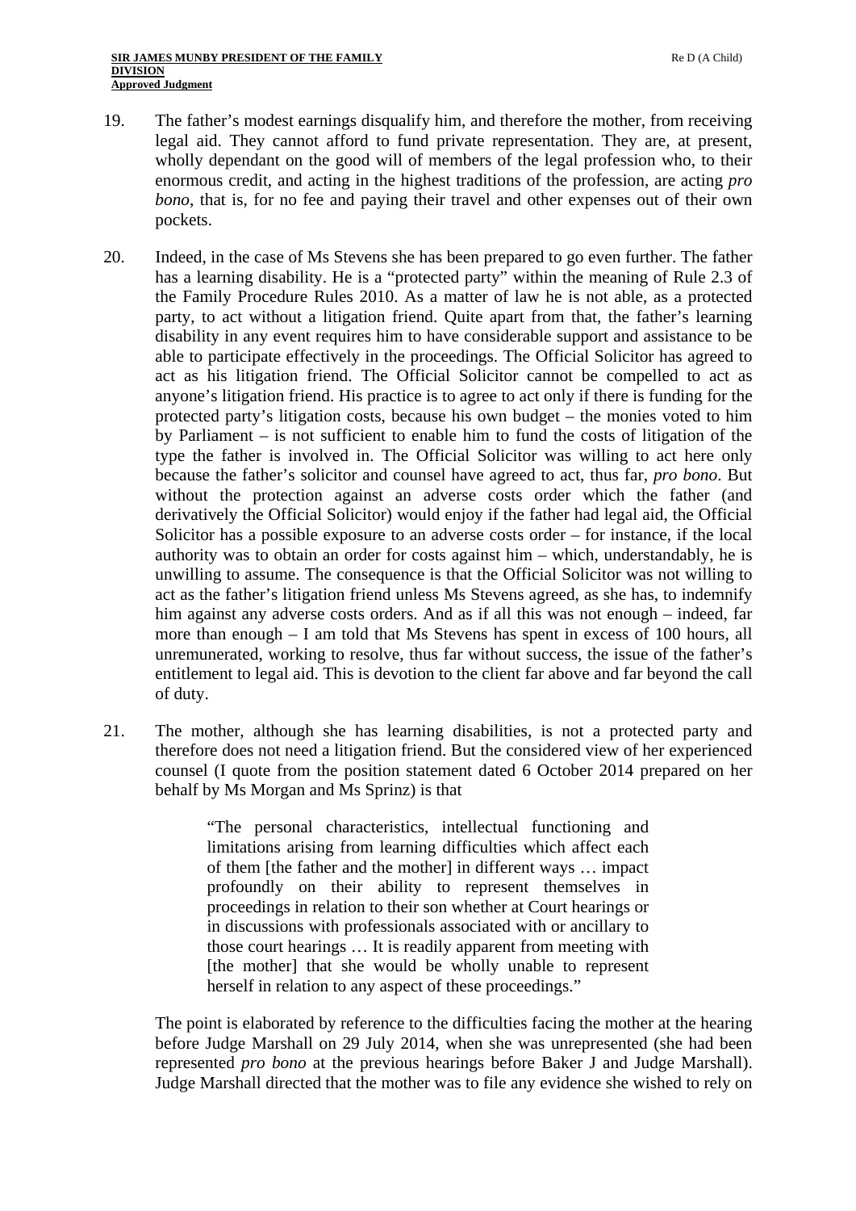19. The father's modest earnings disqualify him, and therefore the mother, from receiving legal aid. They cannot afford to fund private representation. They are, at present, wholly dependant on the good will of members of the legal profession who, to their enormous credit, and acting in the highest traditions of the profession, are acting *pro bono*, that is, for no fee and paying their travel and other expenses out of their own pockets.

20. Indeed, in the case of Ms Stevens she has been prepared to go even further. The father has a learning disability. He is a "protected party" within the meaning of Rule 2.3 of the Family Procedure Rules 2010. As a matter of law he is not able, as a protected party, to act without a litigation friend. Quite apart from that, the father's learning disability in any event requires him to have considerable support and assistance to be able to participate effectively in the proceedings. The Official Solicitor has agreed to act as his litigation friend. The Official Solicitor cannot be compelled to act as anyone's litigation friend. His practice is to agree to act only if there is funding for the protected party's litigation costs, because his own budget – the monies voted to him by Parliament – is not sufficient to enable him to fund the costs of litigation of the type the father is involved in. The Official Solicitor was willing to act here only because the father's solicitor and counsel have agreed to act, thus far, *pro bono*. But without the protection against an adverse costs order which the father (and derivatively the Official Solicitor) would enjoy if the father had legal aid, the Official Solicitor has a possible exposure to an adverse costs order – for instance, if the local authority was to obtain an order for costs against him – which, understandably, he is unwilling to assume. The consequence is that the Official Solicitor was not willing to act as the father's litigation friend unless Ms Stevens agreed, as she has, to indemnify him against any adverse costs orders. And as if all this was not enough – indeed, far more than enough – I am told that Ms Stevens has spent in excess of 100 hours, all unremunerated, working to resolve, thus far without success, the issue of the father's entitlement to legal aid. This is devotion to the client far above and far beyond the call of duty.

21. The mother, although she has learning disabilities, is not a protected party and therefore does not need a litigation friend. But the considered view of her experienced counsel (I quote from the position statement dated 6 October 2014 prepared on her behalf by Ms Morgan and Ms Sprinz) is that

> "The personal characteristics, intellectual functioning and limitations arising from learning difficulties which affect each of them [the father and the mother] in different ways … impact profoundly on their ability to represent themselves in proceedings in relation to their son whether at Court hearings or in discussions with professionals associated with or ancillary to those court hearings … It is readily apparent from meeting with [the mother] that she would be wholly unable to represent herself in relation to any aspect of these proceedings."

The point is elaborated by reference to the difficulties facing the mother at the hearing before Judge Marshall on 29 July 2014, when she was unrepresented (she had been represented *pro bono* at the previous hearings before Baker J and Judge Marshall). Judge Marshall directed that the mother was to file any evidence she wished to rely on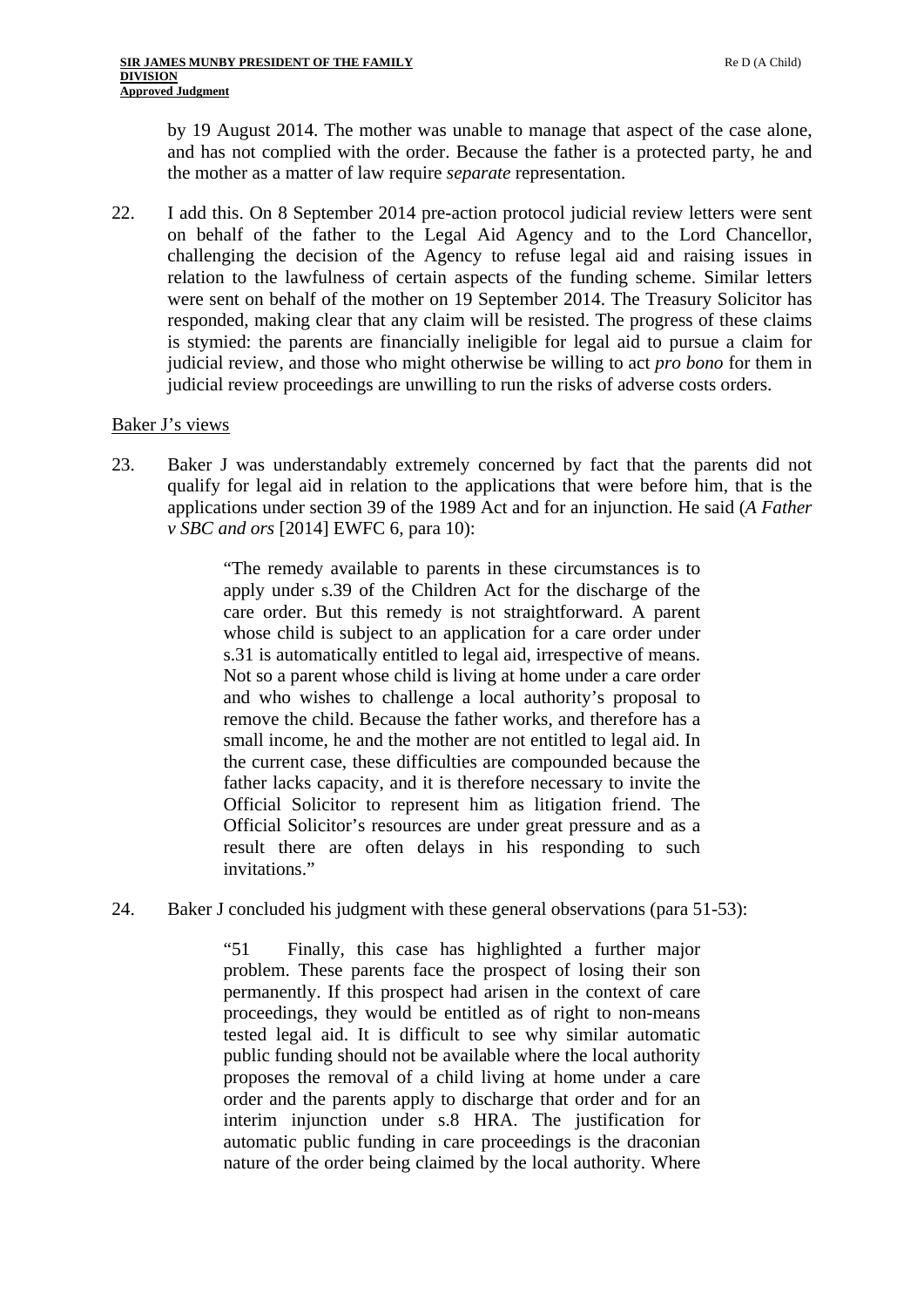by 19 August 2014. The mother was unable to manage that aspect of the case alone, and has not complied with the order. Because the father is a protected party, he and the mother as a matter of law require *separate* representation.

22. I add this. On 8 September 2014 pre-action protocol judicial review letters were sent on behalf of the father to the Legal Aid Agency and to the Lord Chancellor, challenging the decision of the Agency to refuse legal aid and raising issues in relation to the lawfulness of certain aspects of the funding scheme. Similar letters were sent on behalf of the mother on 19 September 2014. The Treasury Solicitor has responded, making clear that any claim will be resisted. The progress of these claims is stymied: the parents are financially ineligible for legal aid to pursue a claim for judicial review, and those who might otherwise be willing to act *pro bono* for them in judicial review proceedings are unwilling to run the risks of adverse costs orders.

## Baker J's views

23. Baker J was understandably extremely concerned by fact that the parents did not qualify for legal aid in relation to the applications that were before him, that is the applications under section 39 of the 1989 Act and for an injunction. He said (*A Father v SBC and ors* [2014] EWFC 6, para 10):

> "The remedy available to parents in these circumstances is to apply under s.39 of the Children Act for the discharge of the care order. But this remedy is not straightforward. A parent whose child is subject to an application for a care order under s.31 is automatically entitled to legal aid, irrespective of means. Not so a parent whose child is living at home under a care order and who wishes to challenge a local authority's proposal to remove the child. Because the father works, and therefore has a small income, he and the mother are not entitled to legal aid. In the current case, these difficulties are compounded because the father lacks capacity, and it is therefore necessary to invite the Official Solicitor to represent him as litigation friend. The Official Solicitor's resources are under great pressure and as a result there are often delays in his responding to such invitations."

24. Baker J concluded his judgment with these general observations (para 51-53):

> "51 Finally, this case has highlighted a further major problem. These parents face the prospect of losing their son permanently. If this prospect had arisen in the context of care proceedings, they would be entitled as of right to non-means tested legal aid. It is difficult to see why similar automatic public funding should not be available where the local authority proposes the removal of a child living at home under a care order and the parents apply to discharge that order and for an interim injunction under s.8 HRA. The justification for automatic public funding in care proceedings is the draconian nature of the order being claimed by the local authority. Where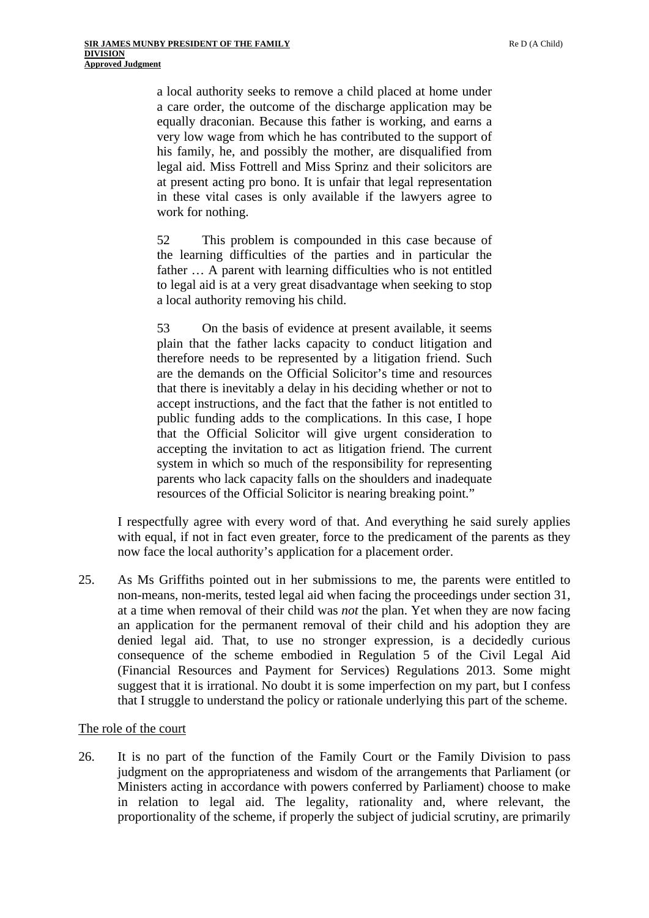a local authority seeks to remove a child placed at home under a care order, the outcome of the discharge application may be equally draconian. Because this father is working, and earns a very low wage from which he has contributed to the support of his family, he, and possibly the mother, are disqualified from legal aid. Miss Fottrell and Miss Sprinz and their solicitors are at present acting pro bono. It is unfair that legal representation in these vital cases is only available if the lawyers agree to work for nothing.

> 52 This problem is compounded in this case because of the learning difficulties of the parties and in particular the father … A parent with learning difficulties who is not entitled to legal aid is at a very great disadvantage when seeking to stop a local authority removing his child.
>
> 53 On the basis of evidence at present available, it seems plain that the father lacks capacity to conduct litigation and therefore needs to be represented by a litigation friend. Such are the demands on the Official Solicitor's time and resources that there is inevitably a delay in his deciding whether or not to accept instructions, and the fact that the father is not entitled to public funding adds to the complications. In this case, I hope that the Official Solicitor will give urgent consideration to accepting the invitation to act as litigation friend. The current system in which so much of the responsibility for representing parents who lack capacity falls on the shoulders and inadequate resources of the Official Solicitor is nearing breaking point."

I respectfully agree with every word of that. And everything he said surely applies with equal, if not in fact even greater, force to the predicament of the parents as they now face the local authority's application for a placement order.

25. As Ms Griffiths pointed out in her submissions to me, the parents were entitled to non-means, non-merits, tested legal aid when facing the proceedings under section 31, at a time when removal of their child was *not* the plan. Yet when they are now facing an application for the permanent removal of their child and his adoption they are denied legal aid. That, to use no stronger expression, is a decidedly curious consequence of the scheme embodied in Regulation 5 of the Civil Legal Aid (Financial Resources and Payment for Services) Regulations 2013. Some might suggest that it is irrational. No doubt it is some imperfection on my part, but I confess that I struggle to understand the policy or rationale underlying this part of the scheme.

## The role of the court

26. It is no part of the function of the Family Court or the Family Division to pass judgment on the appropriateness and wisdom of the arrangements that Parliament (or Ministers acting in accordance with powers conferred by Parliament) choose to make in relation to legal aid. The legality, rationality and, where relevant, the proportionality of the scheme, if properly the subject of judicial scrutiny, are primarily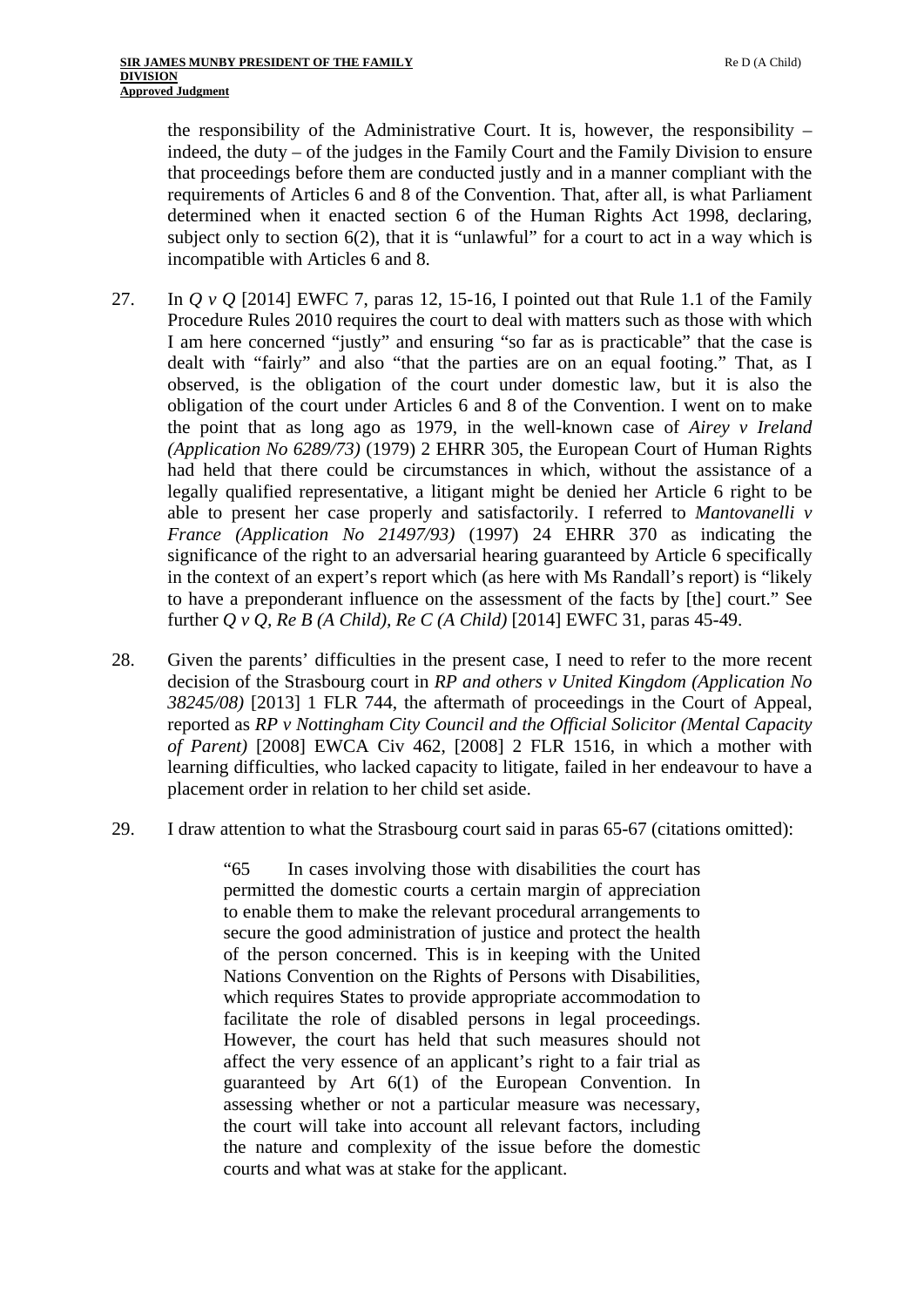the responsibility of the Administrative Court. It is, however, the responsibility – indeed, the duty – of the judges in the Family Court and the Family Division to ensure that proceedings before them are conducted justly and in a manner compliant with the requirements of Articles 6 and 8 of the Convention. That, after all, is what Parliament determined when it enacted section 6 of the Human Rights Act 1998, declaring, subject only to section 6(2), that it is "unlawful" for a court to act in a way which is incompatible with Articles 6 and 8.

27. In *Q v Q* [2014] EWFC 7, paras 12, 15-16, I pointed out that Rule 1.1 of the Family Procedure Rules 2010 requires the court to deal with matters such as those with which I am here concerned "justly" and ensuring "so far as is practicable" that the case is dealt with "fairly" and also "that the parties are on an equal footing." That, as I observed, is the obligation of the court under domestic law, but it is also the obligation of the court under Articles 6 and 8 of the Convention. I went on to make the point that as long ago as 1979, in the well-known case of *Airey v Ireland (Application No 6289/73)* (1979) 2 EHRR 305, the European Court of Human Rights had held that there could be circumstances in which, without the assistance of a legally qualified representative, a litigant might be denied her Article 6 right to be able to present her case properly and satisfactorily. I referred to *Mantovanelli v France (Application No 21497/93)* (1997) 24 EHRR 370 as indicating the significance of the right to an adversarial hearing guaranteed by Article 6 specifically in the context of an expert's report which (as here with Ms Randall's report) is "likely to have a preponderant influence on the assessment of the facts by [the] court." See further *Q v Q, Re B (A Child), Re C (A Child)* [2014] EWFC 31, paras 45-49.

28. Given the parents' difficulties in the present case, I need to refer to the more recent decision of the Strasbourg court in *RP and others v United Kingdom (Application No 38245/08)* [2013] 1 FLR 744, the aftermath of proceedings in the Court of Appeal, reported as *RP v Nottingham City Council and the Official Solicitor (Mental Capacity of Parent)* [2008] EWCA Civ 462, [2008] 2 FLR 1516, in which a mother with learning difficulties, who lacked capacity to litigate, failed in her endeavour to have a placement order in relation to her child set aside.

29. I draw attention to what the Strasbourg court said in paras 65-67 (citations omitted):

> "65 In cases involving those with disabilities the court has permitted the domestic courts a certain margin of appreciation to enable them to make the relevant procedural arrangements to secure the good administration of justice and protect the health of the person concerned. This is in keeping with the United Nations Convention on the Rights of Persons with Disabilities, which requires States to provide appropriate accommodation to facilitate the role of disabled persons in legal proceedings. However, the court has held that such measures should not affect the very essence of an applicant's right to a fair trial as guaranteed by Art 6(1) of the European Convention. In assessing whether or not a particular measure was necessary, the court will take into account all relevant factors, including the nature and complexity of the issue before the domestic courts and what was at stake for the applicant.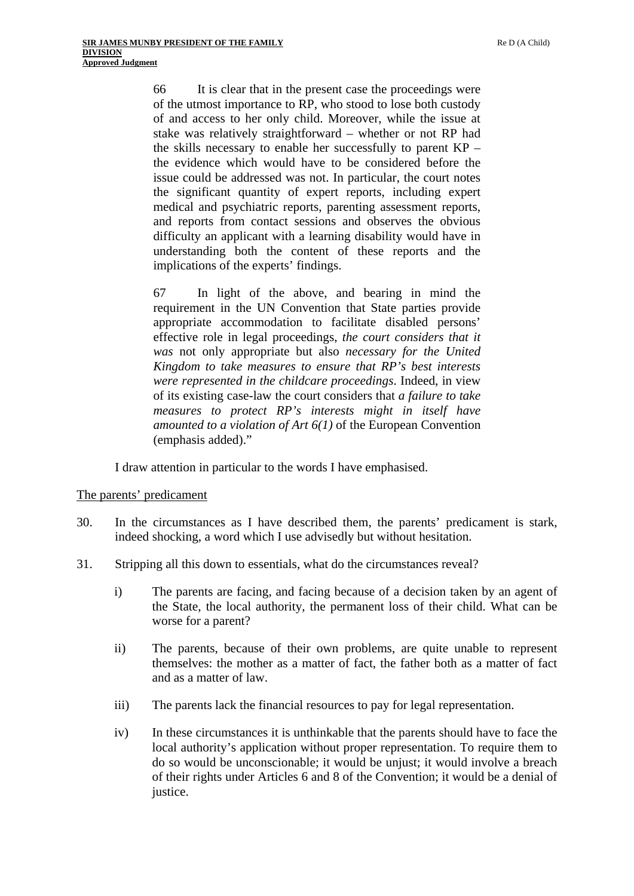> 66 It is clear that in the present case the proceedings were of the utmost importance to RP, who stood to lose both custody of and access to her only child. Moreover, while the issue at stake was relatively straightforward – whether or not RP had the skills necessary to enable her successfully to parent KP – the evidence which would have to be considered before the issue could be addressed was not. In particular, the court notes the significant quantity of expert reports, including expert medical and psychiatric reports, parenting assessment reports, and reports from contact sessions and observes the obvious difficulty an applicant with a learning disability would have in understanding both the content of these reports and the implications of the experts' findings.
>
> 67 In light of the above, and bearing in mind the requirement in the UN Convention that State parties provide appropriate accommodation to facilitate disabled persons' effective role in legal proceedings, *the court considers that it was* not only appropriate but also *necessary for the United Kingdom to take measures to ensure that RP's best interests were represented in the childcare proceedings*. Indeed, in view of its existing case-law the court considers that *a failure to take measures to protect RP's interests might in itself have amounted to a violation of Art 6(1)* of the European Convention (emphasis added)."

I draw attention in particular to the words I have emphasised.

<u>The parents' predicament</u>

30. In the circumstances as I have described them, the parents' predicament is stark, indeed shocking, a word which I use advisedly but without hesitation.

31. Stripping all this down to essentials, what do the circumstances reveal?

   i) The parents are facing, and facing because of a decision taken by an agent of the State, the local authority, the permanent loss of their child. What can be worse for a parent?

   ii) The parents, because of their own problems, are quite unable to represent themselves: the mother as a matter of fact, the father both as a matter of fact and as a matter of law.

   iii) The parents lack the financial resources to pay for legal representation.

   iv) In these circumstances it is unthinkable that the parents should have to face the local authority's application without proper representation. To require them to do so would be unconscionable; it would be unjust; it would involve a breach of their rights under Articles 6 and 8 of the Convention; it would be a denial of justice.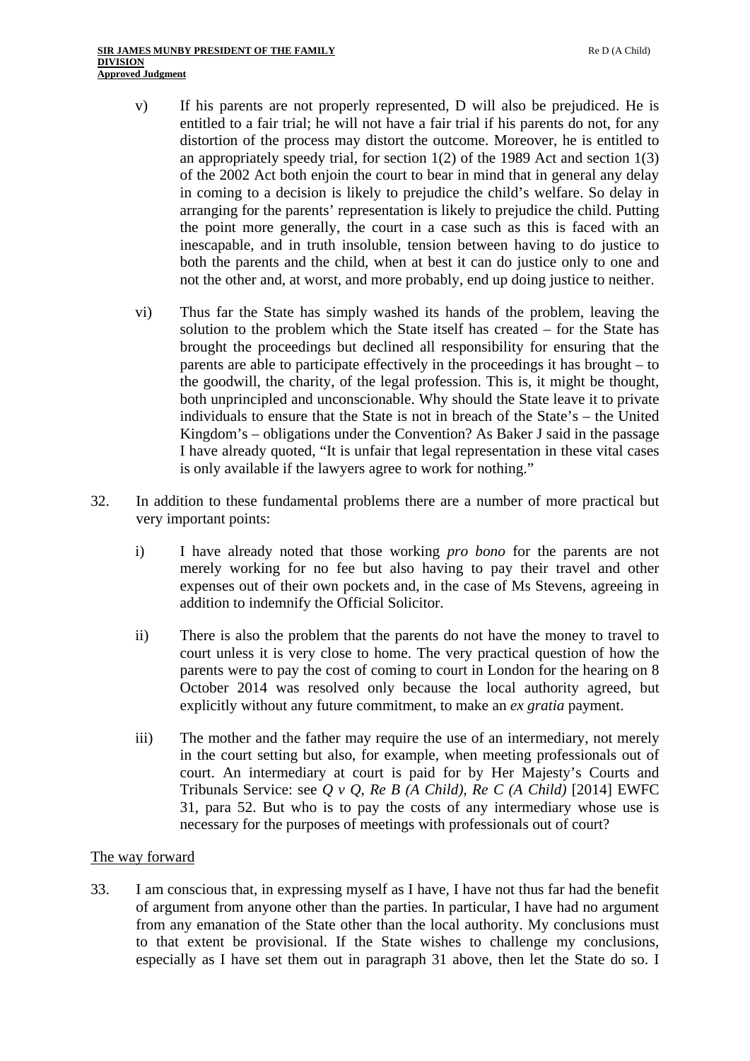v) If his parents are not properly represented, D will also be prejudiced. He is entitled to a fair trial; he will not have a fair trial if his parents do not, for any distortion of the process may distort the outcome. Moreover, he is entitled to an appropriately speedy trial, for section 1(2) of the 1989 Act and section 1(3) of the 2002 Act both enjoin the court to bear in mind that in general any delay in coming to a decision is likely to prejudice the child's welfare. So delay in arranging for the parents' representation is likely to prejudice the child. Putting the point more generally, the court in a case such as this is faced with an inescapable, and in truth insoluble, tension between having to do justice to both the parents and the child, when at best it can do justice only to one and not the other and, at worst, and more probably, end up doing justice to neither.

vi) Thus far the State has simply washed its hands of the problem, leaving the solution to the problem which the State itself has created – for the State has brought the proceedings but declined all responsibility for ensuring that the parents are able to participate effectively in the proceedings it has brought – to the goodwill, the charity, of the legal profession. This is, it might be thought, both unprincipled and unconscionable. Why should the State leave it to private individuals to ensure that the State is not in breach of the State's – the United Kingdom's – obligations under the Convention? As Baker J said in the passage I have already quoted, "It is unfair that legal representation in these vital cases is only available if the lawyers agree to work for nothing."

32. In addition to these fundamental problems there are a number of more practical but very important points:

i) I have already noted that those working *pro bono* for the parents are not merely working for no fee but also having to pay their travel and other expenses out of their own pockets and, in the case of Ms Stevens, agreeing in addition to indemnify the Official Solicitor.

ii) There is also the problem that the parents do not have the money to travel to court unless it is very close to home. The very practical question of how the parents were to pay the cost of coming to court in London for the hearing on 8 October 2014 was resolved only because the local authority agreed, but explicitly without any future commitment, to make an *ex gratia* payment.

iii) The mother and the father may require the use of an intermediary, not merely in the court setting but also, for example, when meeting professionals out of court. An intermediary at court is paid for by Her Majesty's Courts and Tribunals Service: see *Q v Q, Re B (A Child), Re C (A Child)* [2014] EWFC 31, para 52. But who is to pay the costs of any intermediary whose use is necessary for the purposes of meetings with professionals out of court?

## The way forward

33. I am conscious that, in expressing myself as I have, I have not thus far had the benefit of argument from anyone other than the parties. In particular, I have had no argument from any emanation of the State other than the local authority. My conclusions must to that extent be provisional. If the State wishes to challenge my conclusions, especially as I have set them out in paragraph 31 above, then let the State do so. I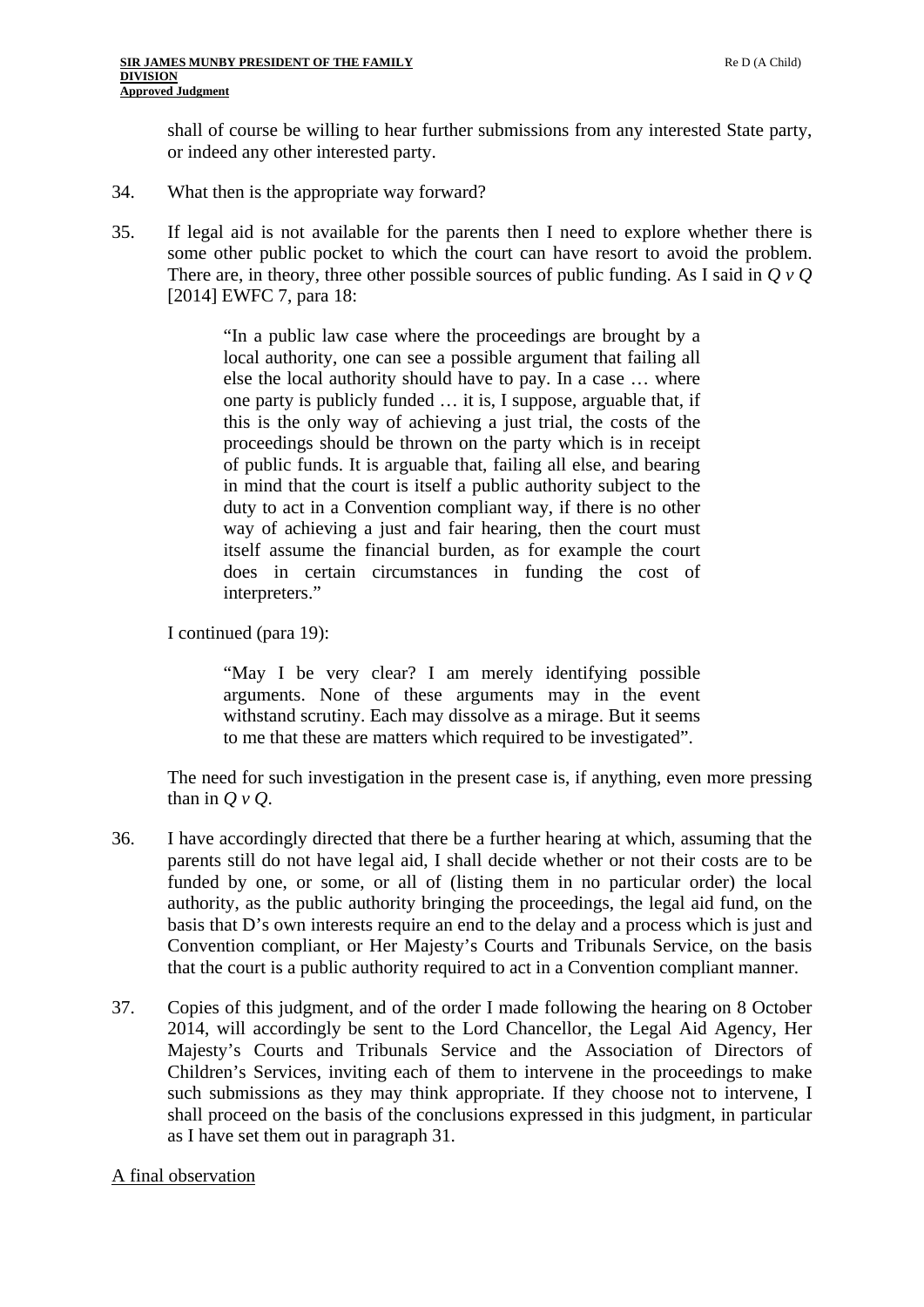shall of course be willing to hear further submissions from any interested State party, or indeed any other interested party.

34. What then is the appropriate way forward?

35. If legal aid is not available for the parents then I need to explore whether there is some other public pocket to which the court can have resort to avoid the problem. There are, in theory, three other possible sources of public funding. As I said in *Q v Q* [2014] EWFC 7, para 18:

> "In a public law case where the proceedings are brought by a local authority, one can see a possible argument that failing all else the local authority should have to pay. In a case … where one party is publicly funded … it is, I suppose, arguable that, if this is the only way of achieving a just trial, the costs of the proceedings should be thrown on the party which is in receipt of public funds. It is arguable that, failing all else, and bearing in mind that the court is itself a public authority subject to the duty to act in a Convention compliant way, if there is no other way of achieving a just and fair hearing, then the court must itself assume the financial burden, as for example the court does in certain circumstances in funding the cost of interpreters."

I continued (para 19):

> "May I be very clear? I am merely identifying possible arguments. None of these arguments may in the event withstand scrutiny. Each may dissolve as a mirage. But it seems to me that these are matters which required to be investigated".

The need for such investigation in the present case is, if anything, even more pressing than in *Q v Q*.

36. I have accordingly directed that there be a further hearing at which, assuming that the parents still do not have legal aid, I shall decide whether or not their costs are to be funded by one, or some, or all of (listing them in no particular order) the local authority, as the public authority bringing the proceedings, the legal aid fund, on the basis that D's own interests require an end to the delay and a process which is just and Convention compliant, or Her Majesty's Courts and Tribunals Service, on the basis that the court is a public authority required to act in a Convention compliant manner.

37. Copies of this judgment, and of the order I made following the hearing on 8 October 2014, will accordingly be sent to the Lord Chancellor, the Legal Aid Agency, Her Majesty's Courts and Tribunals Service and the Association of Directors of Children's Services, inviting each of them to intervene in the proceedings to make such submissions as they may think appropriate. If they choose not to intervene, I shall proceed on the basis of the conclusions expressed in this judgment, in particular as I have set them out in paragraph 31.

## A final observation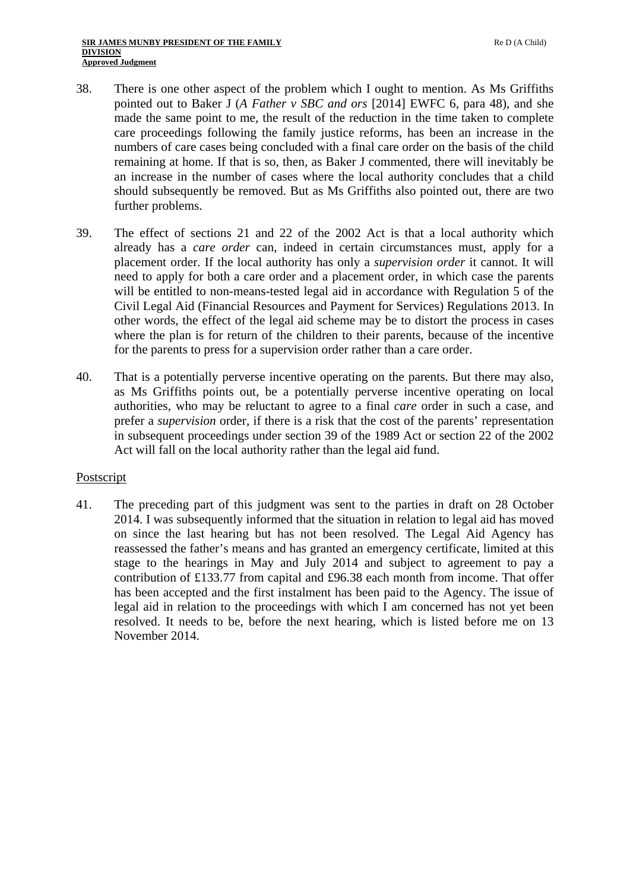38. There is one other aspect of the problem which I ought to mention. As Ms Griffiths pointed out to Baker J (*A Father v SBC and ors* [2014] EWFC 6, para 48), and she made the same point to me, the result of the reduction in the time taken to complete care proceedings following the family justice reforms, has been an increase in the numbers of care cases being concluded with a final care order on the basis of the child remaining at home. If that is so, then, as Baker J commented, there will inevitably be an increase in the number of cases where the local authority concludes that a child should subsequently be removed. But as Ms Griffiths also pointed out, there are two further problems.

39. The effect of sections 21 and 22 of the 2002 Act is that a local authority which already has a *care order* can, indeed in certain circumstances must, apply for a placement order. If the local authority has only a *supervision order* it cannot. It will need to apply for both a care order and a placement order, in which case the parents will be entitled to non-means-tested legal aid in accordance with Regulation 5 of the Civil Legal Aid (Financial Resources and Payment for Services) Regulations 2013. In other words, the effect of the legal aid scheme may be to distort the process in cases where the plan is for return of the children to their parents, because of the incentive for the parents to press for a supervision order rather than a care order.

40. That is a potentially perverse incentive operating on the parents. But there may also, as Ms Griffiths points out, be a potentially perverse incentive operating on local authorities, who may be reluctant to agree to a final *care* order in such a case, and prefer a *supervision* order, if there is a risk that the cost of the parents' representation in subsequent proceedings under section 39 of the 1989 Act or section 22 of the 2002 Act will fall on the local authority rather than the legal aid fund.

## Postscript

41. The preceding part of this judgment was sent to the parties in draft on 28 October 2014. I was subsequently informed that the situation in relation to legal aid has moved on since the last hearing but has not been resolved. The Legal Aid Agency has reassessed the father's means and has granted an emergency certificate, limited at this stage to the hearings in May and July 2014 and subject to agreement to pay a contribution of £133.77 from capital and £96.38 each month from income. That offer has been accepted and the first instalment has been paid to the Agency. The issue of legal aid in relation to the proceedings with which I am concerned has not yet been resolved. It needs to be, before the next hearing, which is listed before me on 13 November 2014.